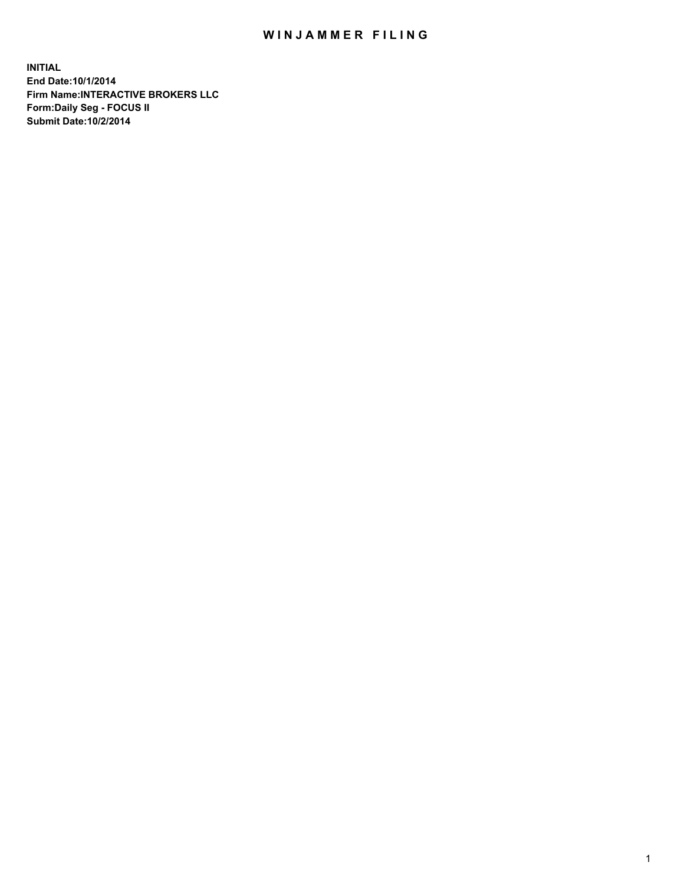# WINJAMMER FILING

**INITIAL**
**End Date:10/1/2014**
**Firm Name:INTERACTIVE BROKERS LLC**
**Form:Daily Seg - FOCUS II**
**Submit Date:10/2/2014**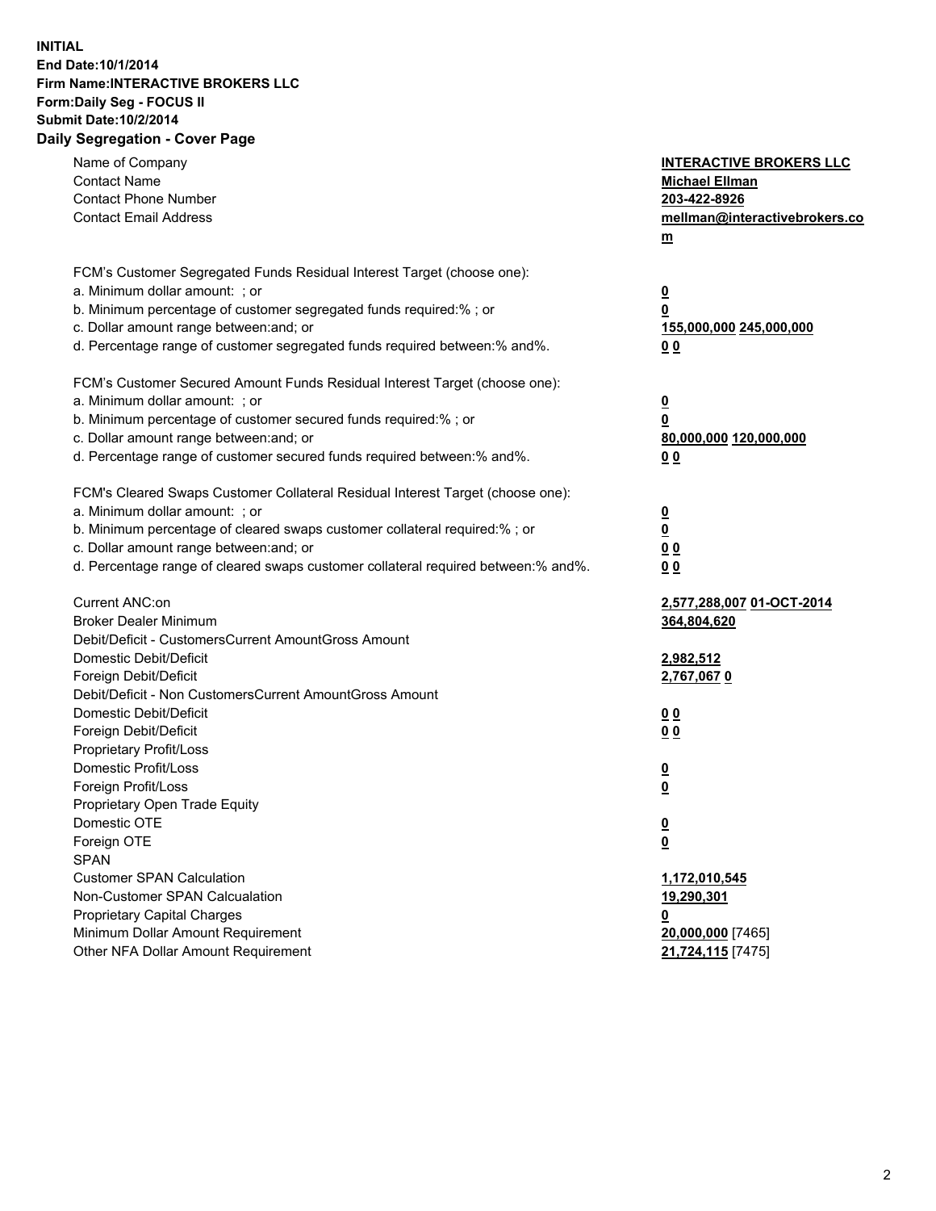**INITIAL**
**End Date:10/1/2014**
**Firm Name:INTERACTIVE BROKERS LLC**
**Form:Daily Seg - FOCUS II**
**Submit Date:10/2/2014**
**Daily Segregation - Cover Page**

| | |
|---|---|
| Name of Company | **INTERACTIVE BROKERS LLC** |
| Contact Name | **Michael Ellman** |
| Contact Phone Number | **203-422-8926** |
| Contact Email Address | **mellman@interactivebrokers.com** |
| | |
| FCM's Customer Segregated Funds Residual Interest Target (choose one): | |
| a. Minimum dollar amount: ; or | **0** |
| b. Minimum percentage of customer segregated funds required:% ; or | **0** |
| c. Dollar amount range between:and; or | **155,000,000 245,000,000** |
| d. Percentage range of customer segregated funds required between:% and%. | **0 0** |
| | |
| FCM's Customer Secured Amount Funds Residual Interest Target (choose one): | |
| a. Minimum dollar amount: ; or | **0** |
| b. Minimum percentage of customer secured funds required:% ; or | **0** |
| c. Dollar amount range between:and; or | **80,000,000 120,000,000** |
| d. Percentage range of customer secured funds required between:% and%. | **0 0** |
| | |
| FCM's Cleared Swaps Customer Collateral Residual Interest Target (choose one): | |
| a. Minimum dollar amount: ; or | **0** |
| b. Minimum percentage of cleared swaps customer collateral required:% ; or | **0** |
| c. Dollar amount range between:and; or | **0 0** |
| d. Percentage range of cleared swaps customer collateral required between:% and%. | **0 0** |
| | |
| Current ANC:on | **2,577,288,007 01-OCT-2014** |
| Broker Dealer Minimum | **364,804,620** |
| Debit/Deficit - CustomersCurrent AmountGross Amount | |
| Domestic Debit/Deficit | **2,982,512** |
| Foreign Debit/Deficit | **2,767,067 0** |
| Debit/Deficit - Non CustomersCurrent AmountGross Amount | |
| Domestic Debit/Deficit | **0 0** |
| Foreign Debit/Deficit | **0 0** |
| Proprietary Profit/Loss | |
| Domestic Profit/Loss | **0** |
| Foreign Profit/Loss | **0** |
| Proprietary Open Trade Equity | |
| Domestic OTE | **0** |
| Foreign OTE | **0** |
| SPAN | |
| Customer SPAN Calculation | **1,172,010,545** |
| Non-Customer SPAN Calcualation | **19,290,301** |
| Proprietary Capital Charges | **0** |
| Minimum Dollar Amount Requirement | **20,000,000** [7465] |
| Other NFA Dollar Amount Requirement | **21,724,115** [7475] |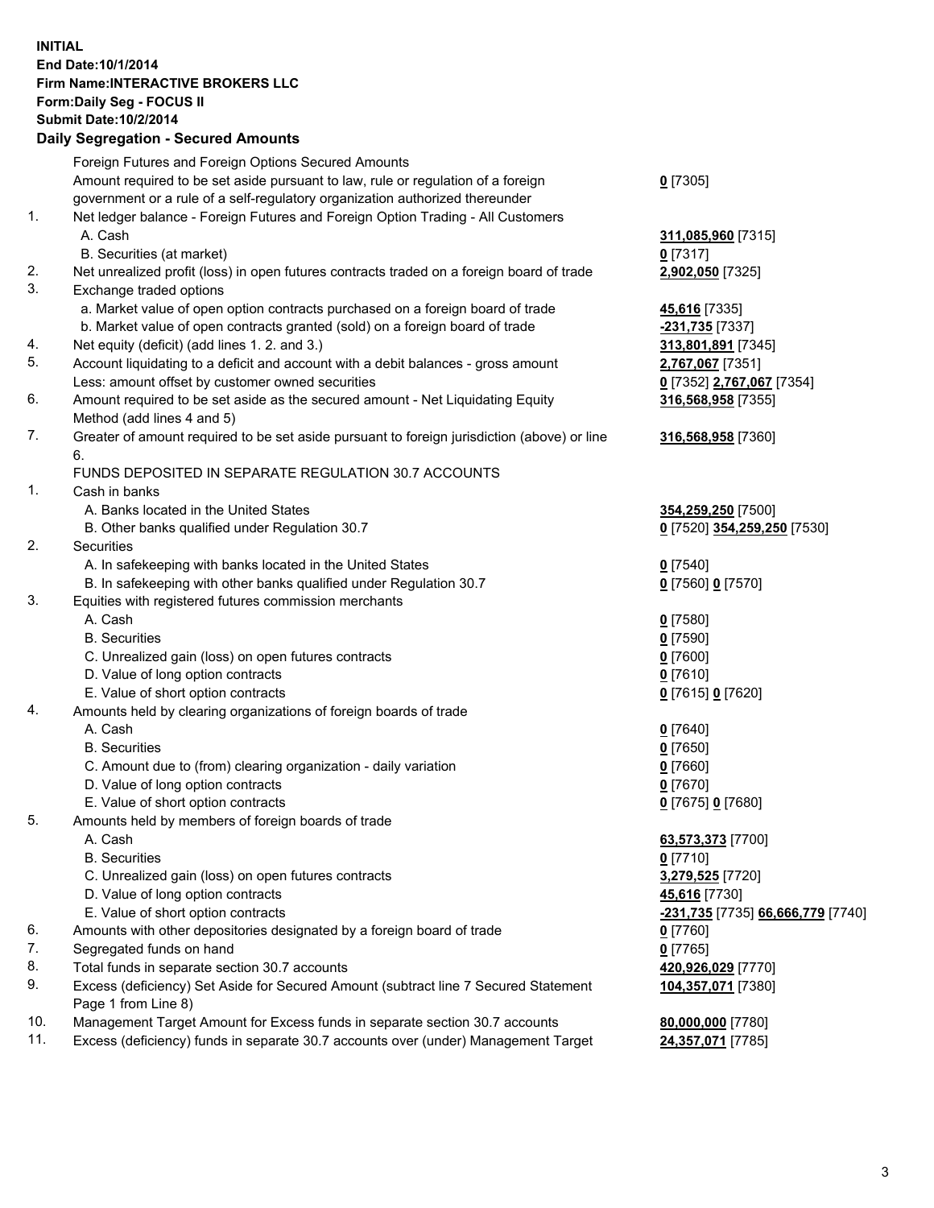**INITIAL**
**End Date:10/1/2014**
**Firm Name:INTERACTIVE BROKERS LLC**
**Form:Daily Seg - FOCUS II**
**Submit Date:10/2/2014**
**Daily Segregation - Secured Amounts**

| | | |
|---|---|---|
| | Foreign Futures and Foreign Options Secured Amounts | |
| | Amount required to be set aside pursuant to law, rule or regulation of a foreign government or a rule of a self-regulatory organization authorized thereunder | **0** [7305] |
| 1. | Net ledger balance - Foreign Futures and Foreign Option Trading - All Customers | |
| | A. Cash | **311,085,960** [7315] |
| | B. Securities (at market) | **0** [7317] |
| 2. | Net unrealized profit (loss) in open futures contracts traded on a foreign board of trade | **2,902,050** [7325] |
| 3. | Exchange traded options | |
| | a. Market value of open option contracts purchased on a foreign board of trade | **45,616** [7335] |
| | b. Market value of open contracts granted (sold) on a foreign board of trade | **-231,735** [7337] |
| 4. | Net equity (deficit) (add lines 1. 2. and 3.) | **313,801,891** [7345] |
| 5. | Account liquidating to a deficit and account with a debit balances - gross amount | **2,767,067** [7351] |
| | Less: amount offset by customer owned securities | **0** [7352] **2,767,067** [7354] |
| 6. | Amount required to be set aside as the secured amount - Net Liquidating Equity Method (add lines 4 and 5) | **316,568,958** [7355] |
| 7. | Greater of amount required to be set aside pursuant to foreign jurisdiction (above) or line 6. | **316,568,958** [7360] |
| | FUNDS DEPOSITED IN SEPARATE REGULATION 30.7 ACCOUNTS | |
| 1. | Cash in banks | |
| | A. Banks located in the United States | **354,259,250** [7500] |
| | B. Other banks qualified under Regulation 30.7 | **0** [7520] **354,259,250** [7530] |
| 2. | Securities | |
| | A. In safekeeping with banks located in the United States | **0** [7540] |
| | B. In safekeeping with other banks qualified under Regulation 30.7 | **0** [7560] **0** [7570] |
| 3. | Equities with registered futures commission merchants | |
| | A. Cash | **0** [7580] |
| | B. Securities | **0** [7590] |
| | C. Unrealized gain (loss) on open futures contracts | **0** [7600] |
| | D. Value of long option contracts | **0** [7610] |
| | E. Value of short option contracts | **0** [7615] **0** [7620] |
| 4. | Amounts held by clearing organizations of foreign boards of trade | |
| | A. Cash | **0** [7640] |
| | B. Securities | **0** [7650] |
| | C. Amount due to (from) clearing organization - daily variation | **0** [7660] |
| | D. Value of long option contracts | **0** [7670] |
| | E. Value of short option contracts | **0** [7675] **0** [7680] |
| 5. | Amounts held by members of foreign boards of trade | |
| | A. Cash | **63,573,373** [7700] |
| | B. Securities | **0** [7710] |
| | C. Unrealized gain (loss) on open futures contracts | **3,279,525** [7720] |
| | D. Value of long option contracts | **45,616** [7730] |
| | E. Value of short option contracts | **-231,735** [7735] **66,666,779** [7740] |
| 6. | Amounts with other depositories designated by a foreign board of trade | **0** [7760] |
| 7. | Segregated funds on hand | **0** [7765] |
| 8. | Total funds in separate section 30.7 accounts | **420,926,029** [7770] |
| 9. | Excess (deficiency) Set Aside for Secured Amount (subtract line 7 Secured Statement Page 1 from Line 8) | **104,357,071** [7380] |
| 10. | Management Target Amount for Excess funds in separate section 30.7 accounts | **80,000,000** [7780] |
| 11. | Excess (deficiency) funds in separate 30.7 accounts over (under) Management Target | **24,357,071** [7785] |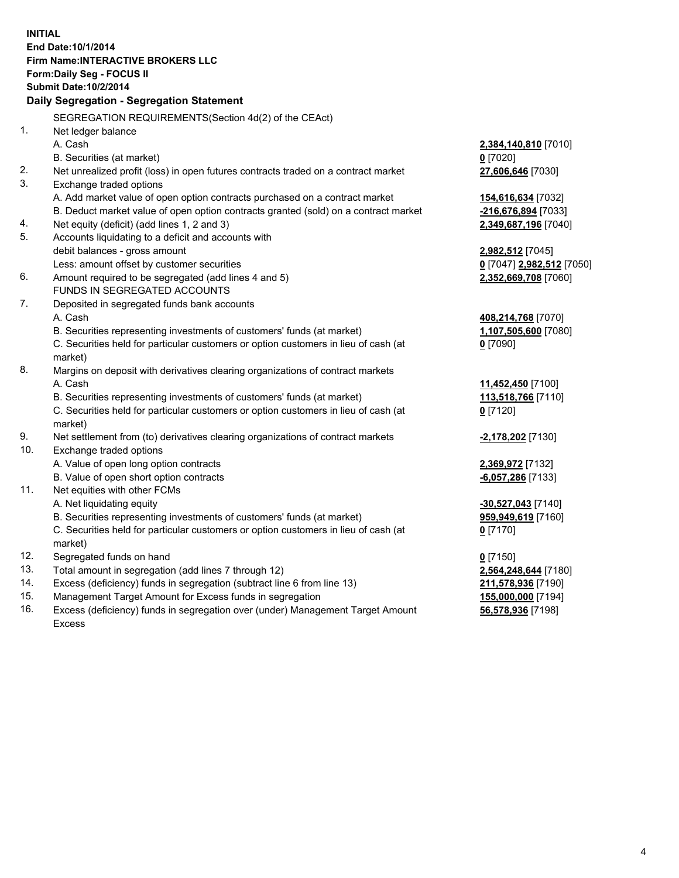**INITIAL**
**End Date:10/1/2014**
**Firm Name:INTERACTIVE BROKERS LLC**
**Form:Daily Seg - FOCUS II**
**Submit Date:10/2/2014**

## Daily Segregation - Segregation Statement

SEGREGATION REQUIREMENTS(Section 4d(2) of the CEAct)

| | | |
|---|---|---|
| 1. | Net ledger balance | |
| | A. Cash | **2,384,140,810** [7010] |
| | B. Securities (at market) | **0** [7020] |
| 2. | Net unrealized profit (loss) in open futures contracts traded on a contract market | **27,606,646** [7030] |
| 3. | Exchange traded options | |
| | A. Add market value of open option contracts purchased on a contract market | **154,616,634** [7032] |
| | B. Deduct market value of open option contracts granted (sold) on a contract market | **-216,676,894** [7033] |
| 4. | Net equity (deficit) (add lines 1, 2 and 3) | **2,349,687,196** [7040] |
| 5. | Accounts liquidating to a deficit and accounts with debit balances - gross amount | **2,982,512** [7045] |
| | Less: amount offset by customer securities | **0** [7047] **2,982,512** [7050] |
| 6. | Amount required to be segregated (add lines 4 and 5) | **2,352,669,708** [7060] |
| | FUNDS IN SEGREGATED ACCOUNTS | |
| 7. | Deposited in segregated funds bank accounts | |
| | A. Cash | **408,214,768** [7070] |
| | B. Securities representing investments of customers' funds (at market) | **1,107,505,600** [7080] |
| | C. Securities held for particular customers or option customers in lieu of cash (at market) | **0** [7090] |
| 8. | Margins on deposit with derivatives clearing organizations of contract markets | |
| | A. Cash | **11,452,450** [7100] |
| | B. Securities representing investments of customers' funds (at market) | **113,518,766** [7110] |
| | C. Securities held for particular customers or option customers in lieu of cash (at market) | **0** [7120] |
| 9. | Net settlement from (to) derivatives clearing organizations of contract markets | **-2,178,202** [7130] |
| 10. | Exchange traded options | |
| | A. Value of open long option contracts | **2,369,972** [7132] |
| | B. Value of open short option contracts | **-6,057,286** [7133] |
| 11. | Net equities with other FCMs | |
| | A. Net liquidating equity | **-30,527,043** [7140] |
| | B. Securities representing investments of customers' funds (at market) | **959,949,619** [7160] |
| | C. Securities held for particular customers or option customers in lieu of cash (at market) | **0** [7170] |
| 12. | Segregated funds on hand | **0** [7150] |
| 13. | Total amount in segregation (add lines 7 through 12) | **2,564,248,644** [7180] |
| 14. | Excess (deficiency) funds in segregation (subtract line 6 from line 13) | **211,578,936** [7190] |
| 15. | Management Target Amount for Excess funds in segregation | **155,000,000** [7194] |
| 16. | Excess (deficiency) funds in segregation over (under) Management Target Amount Excess | **56,578,936** [7198] |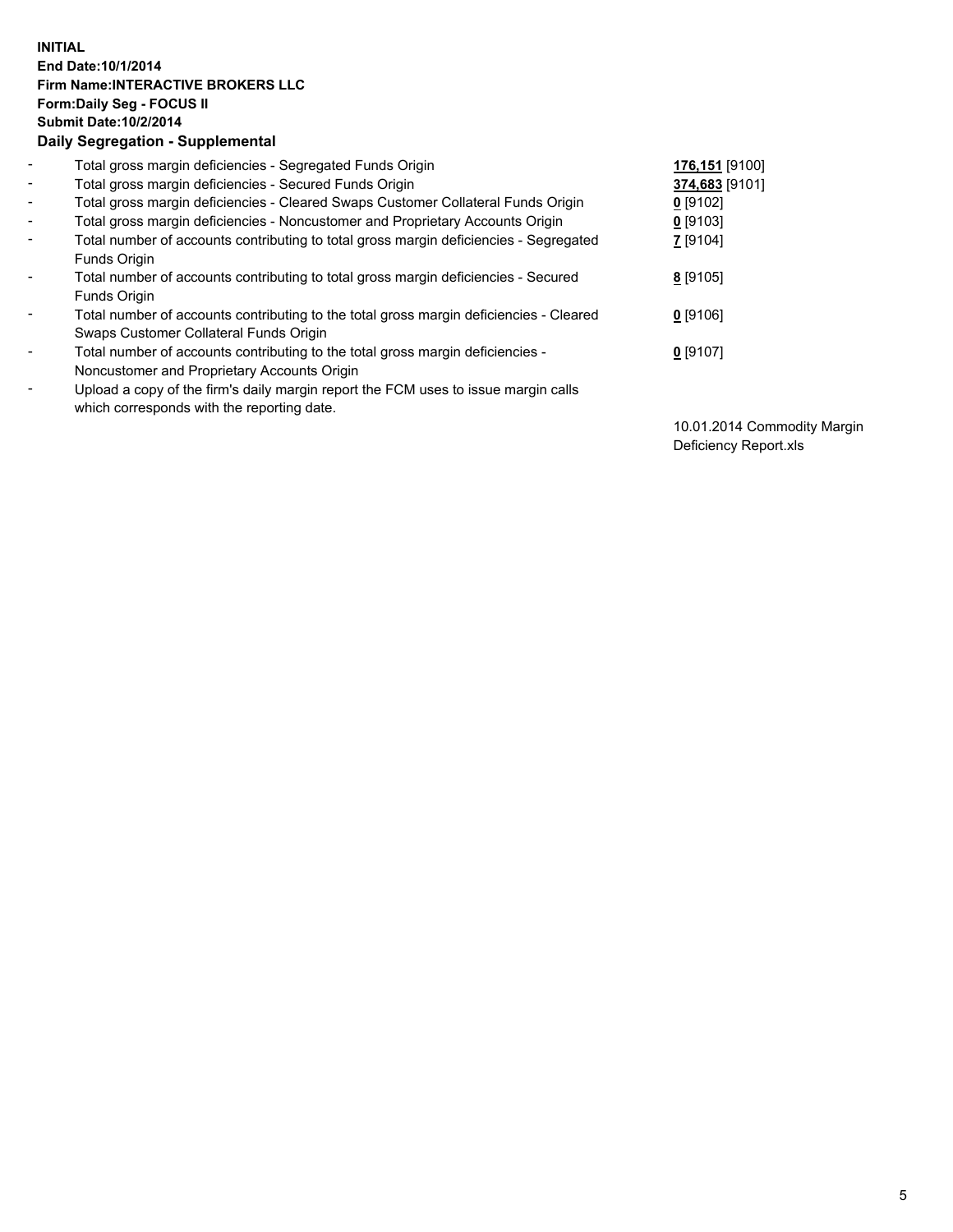**INITIAL**
**End Date:10/1/2014**
**Firm Name:INTERACTIVE BROKERS LLC**
**Form:Daily Seg - FOCUS II**
**Submit Date:10/2/2014**
**Daily Segregation - Supplemental**

| | | |
|---|---|---|
| - | Total gross margin deficiencies - Segregated Funds Origin | **176,151** [9100] |
| - | Total gross margin deficiencies - Secured Funds Origin | **374,683** [9101] |
| - | Total gross margin deficiencies - Cleared Swaps Customer Collateral Funds Origin | **0** [9102] |
| - | Total gross margin deficiencies - Noncustomer and Proprietary Accounts Origin | **0** [9103] |
| - | Total number of accounts contributing to total gross margin deficiencies - Segregated Funds Origin | **7** [9104] |
| - | Total number of accounts contributing to total gross margin deficiencies - Secured Funds Origin | **8** [9105] |
| - | Total number of accounts contributing to the total gross margin deficiencies - Cleared Swaps Customer Collateral Funds Origin | **0** [9106] |
| - | Total number of accounts contributing to the total gross margin deficiencies - Noncustomer and Proprietary Accounts Origin | **0** [9107] |
| - | Upload a copy of the firm's daily margin report the FCM uses to issue margin calls which corresponds with the reporting date. | 10.01.2014 Commodity Margin Deficiency Report.xls |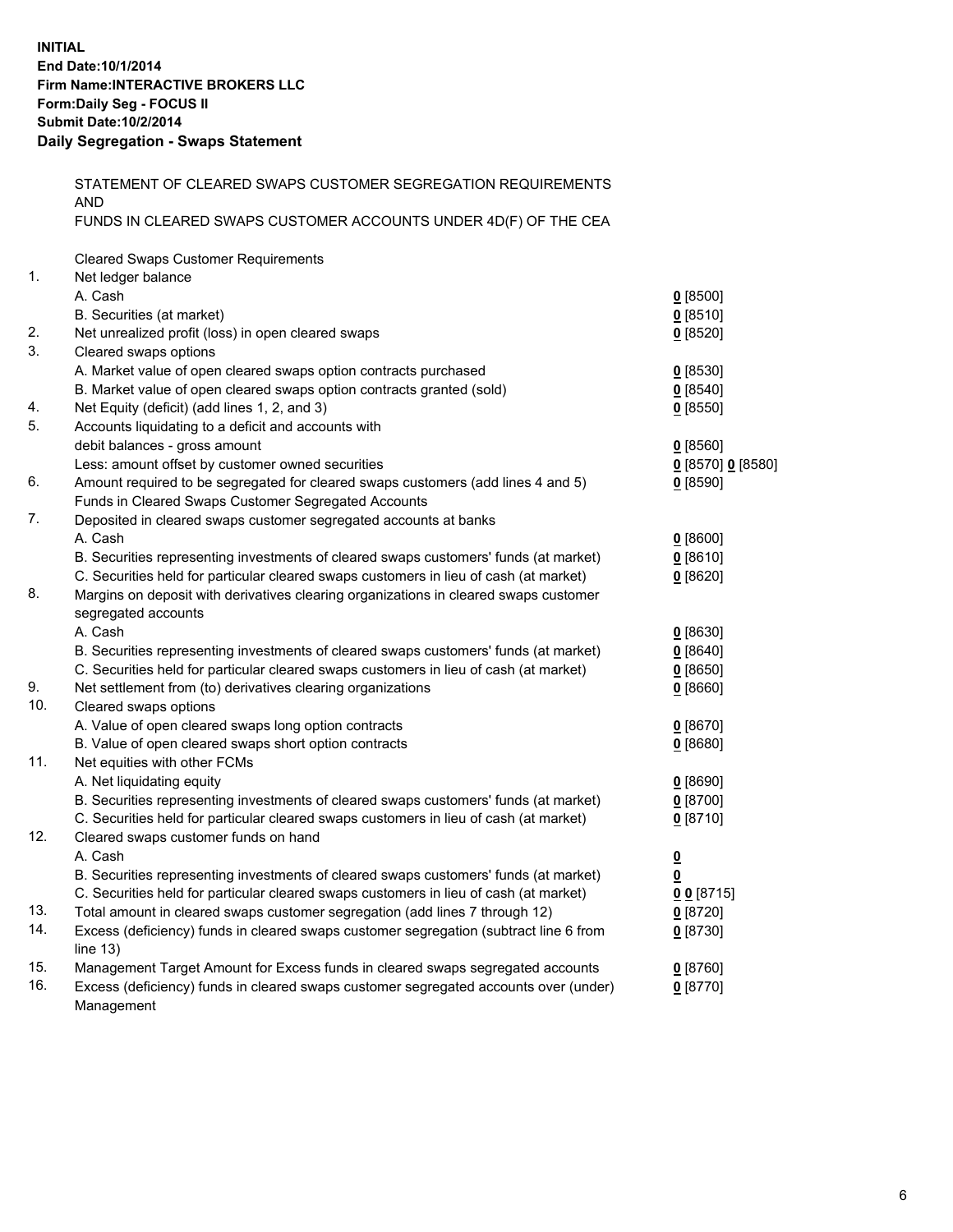**INITIAL**
**End Date:10/1/2014**
**Firm Name:INTERACTIVE BROKERS LLC**
**Form:Daily Seg - FOCUS II**
**Submit Date:10/2/2014**
**Daily Segregation - Swaps Statement**

STATEMENT OF CLEARED SWAPS CUSTOMER SEGREGATION REQUIREMENTS AND FUNDS IN CLEARED SWAPS CUSTOMER ACCOUNTS UNDER 4D(F) OF THE CEA

| | | |
|---|---|---|
| | Cleared Swaps Customer Requirements | |
| 1. | Net ledger balance | |
| | A. Cash | **0** [8500] |
| | B. Securities (at market) | **0** [8510] |
| 2. | Net unrealized profit (loss) in open cleared swaps | **0** [8520] |
| 3. | Cleared swaps options | |
| | A. Market value of open cleared swaps option contracts purchased | **0** [8530] |
| | B. Market value of open cleared swaps option contracts granted (sold) | **0** [8540] |
| 4. | Net Equity (deficit) (add lines 1, 2, and 3) | **0** [8550] |
| 5. | Accounts liquidating to a deficit and accounts with | |
| | debit balances - gross amount | **0** [8560] |
| | Less: amount offset by customer owned securities | **0** [8570] **0** [8580] |
| 6. | Amount required to be segregated for cleared swaps customers (add lines 4 and 5) | **0** [8590] |
| | Funds in Cleared Swaps Customer Segregated Accounts | |
| 7. | Deposited in cleared swaps customer segregated accounts at banks | |
| | A. Cash | **0** [8600] |
| | B. Securities representing investments of cleared swaps customers' funds (at market) | **0** [8610] |
| | C. Securities held for particular cleared swaps customers in lieu of cash (at market) | **0** [8620] |
| 8. | Margins on deposit with derivatives clearing organizations in cleared swaps customer segregated accounts | |
| | A. Cash | **0** [8630] |
| | B. Securities representing investments of cleared swaps customers' funds (at market) | **0** [8640] |
| | C. Securities held for particular cleared swaps customers in lieu of cash (at market) | **0** [8650] |
| 9. | Net settlement from (to) derivatives clearing organizations | **0** [8660] |
| 10. | Cleared swaps options | |
| | A. Value of open cleared swaps long option contracts | **0** [8670] |
| | B. Value of open cleared swaps short option contracts | **0** [8680] |
| 11. | Net equities with other FCMs | |
| | A. Net liquidating equity | **0** [8690] |
| | B. Securities representing investments of cleared swaps customers' funds (at market) | **0** [8700] |
| | C. Securities held for particular cleared swaps customers in lieu of cash (at market) | **0** [8710] |
| 12. | Cleared swaps customer funds on hand | |
| | A. Cash | **0** |
| | B. Securities representing investments of cleared swaps customers' funds (at market) | **0** |
| | C. Securities held for particular cleared swaps customers in lieu of cash (at market) | **0** **0** [8715] |
| 13. | Total amount in cleared swaps customer segregation (add lines 7 through 12) | **0** [8720] |
| 14. | Excess (deficiency) funds in cleared swaps customer segregation (subtract line 6 from line 13) | **0** [8730] |
| 15. | Management Target Amount for Excess funds in cleared swaps segregated accounts | **0** [8760] |
| 16. | Excess (deficiency) funds in cleared swaps customer segregated accounts over (under) Management | **0** [8770] |